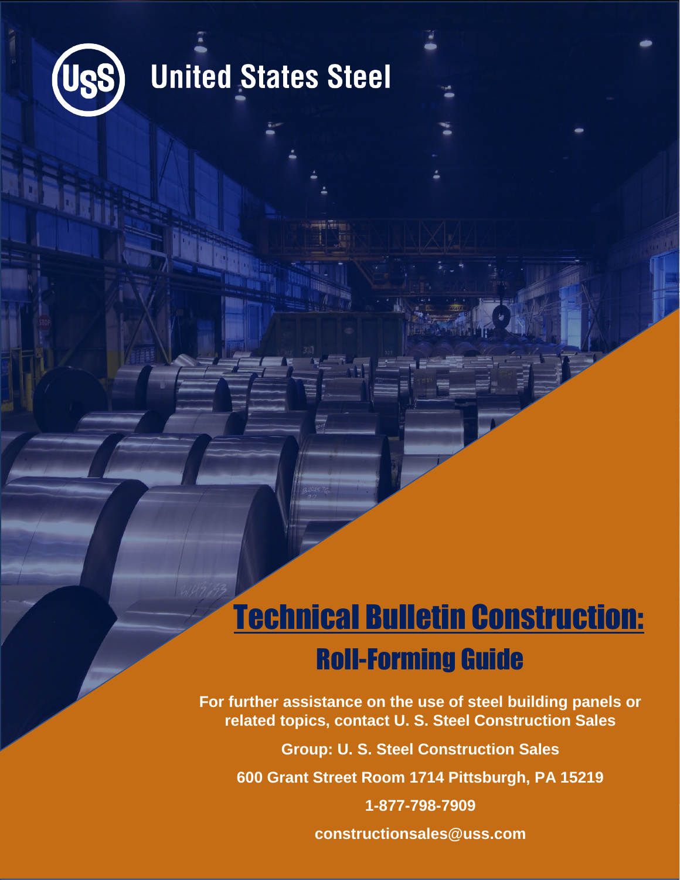United States Steel

# Technical Bulletin Construction:

## Roll-Forming Guide

**For further assistance on the use of steel building panels or related topics, contact U. S. Steel Construction Sales**

**Group: U. S. Steel Construction Sales**

**600 Grant Street Room 1714 Pittsburgh, PA 15219**

**1-877-798-7909**

**constructionsales@uss.com**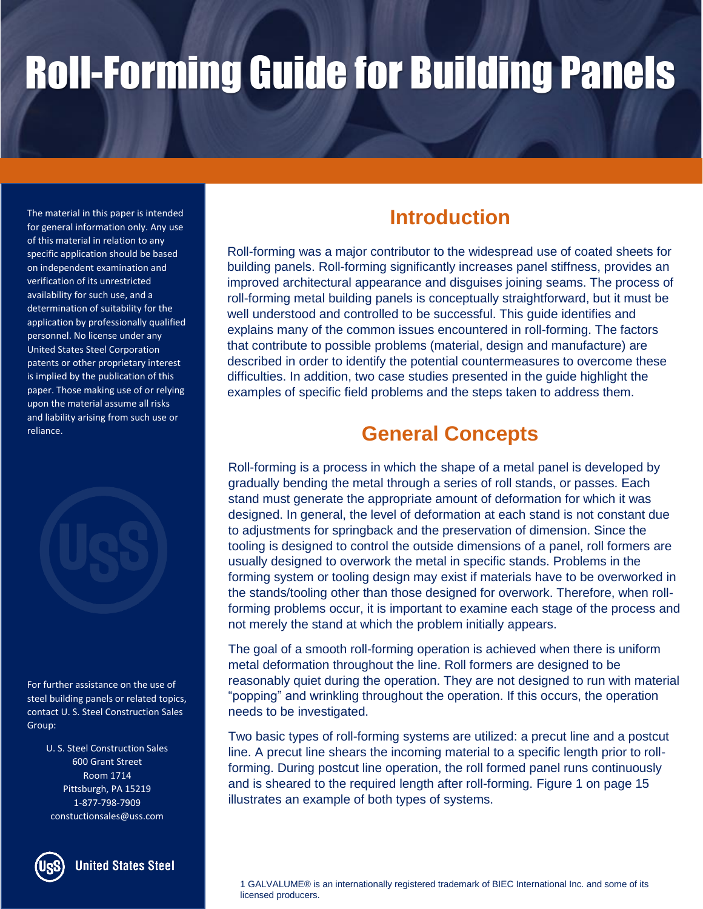# Roll-Forming Guide for Building Panels

The material in this paper is intended for general information only. Any use of this material in relation to any specific application should be based on independent examination and verification of its unrestricted availability for such use, and a determination of suitability for the application by professionally qualified personnel. No license under any United States Steel Corporation patents or other proprietary interest is implied by the publication of this paper. Those making use of or relying upon the material assume all risks and liability arising from such use or reliance.

For further assistance on the use of steel building panels or related topics, contact U. S. Steel Construction Sales Group:

U. S. Steel Construction Sales
600 Grant Street
Room 1714
Pittsburgh, PA 15219
1-877-798-7909
constuctionsales@uss.com

United States Steel

## Introduction

Roll-forming was a major contributor to the widespread use of coated sheets for building panels. Roll-forming significantly increases panel stiffness, provides an improved architectural appearance and disguises joining seams. The process of roll-forming metal building panels is conceptually straightforward, but it must be well understood and controlled to be successful. This guide identifies and explains many of the common issues encountered in roll-forming. The factors that contribute to possible problems (material, design and manufacture) are described in order to identify the potential countermeasures to overcome these difficulties. In addition, two case studies presented in the guide highlight the examples of specific field problems and the steps taken to address them.

## General Concepts

Roll-forming is a process in which the shape of a metal panel is developed by gradually bending the metal through a series of roll stands, or passes. Each stand must generate the appropriate amount of deformation for which it was designed. In general, the level of deformation at each stand is not constant due to adjustments for springback and the preservation of dimension. Since the tooling is designed to control the outside dimensions of a panel, roll formers are usually designed to overwork the metal in specific stands. Problems in the forming system or tooling design may exist if materials have to be overworked in the stands/tooling other than those designed for overwork. Therefore, when roll-forming problems occur, it is important to examine each stage of the process and not merely the stand at which the problem initially appears.

The goal of a smooth roll-forming operation is achieved when there is uniform metal deformation throughout the line. Roll formers are designed to be reasonably quiet during the operation. They are not designed to run with material "popping" and wrinkling throughout the operation. If this occurs, the operation needs to be investigated.

Two basic types of roll-forming systems are utilized: a precut line and a postcut line. A precut line shears the incoming material to a specific length prior to roll-forming. During postcut line operation, the roll formed panel runs continuously and is sheared to the required length after roll-forming. Figure 1 on page 15 illustrates an example of both types of systems.

1 GALVALUME® is an internationally registered trademark of BIEC International Inc. and some of its licensed producers.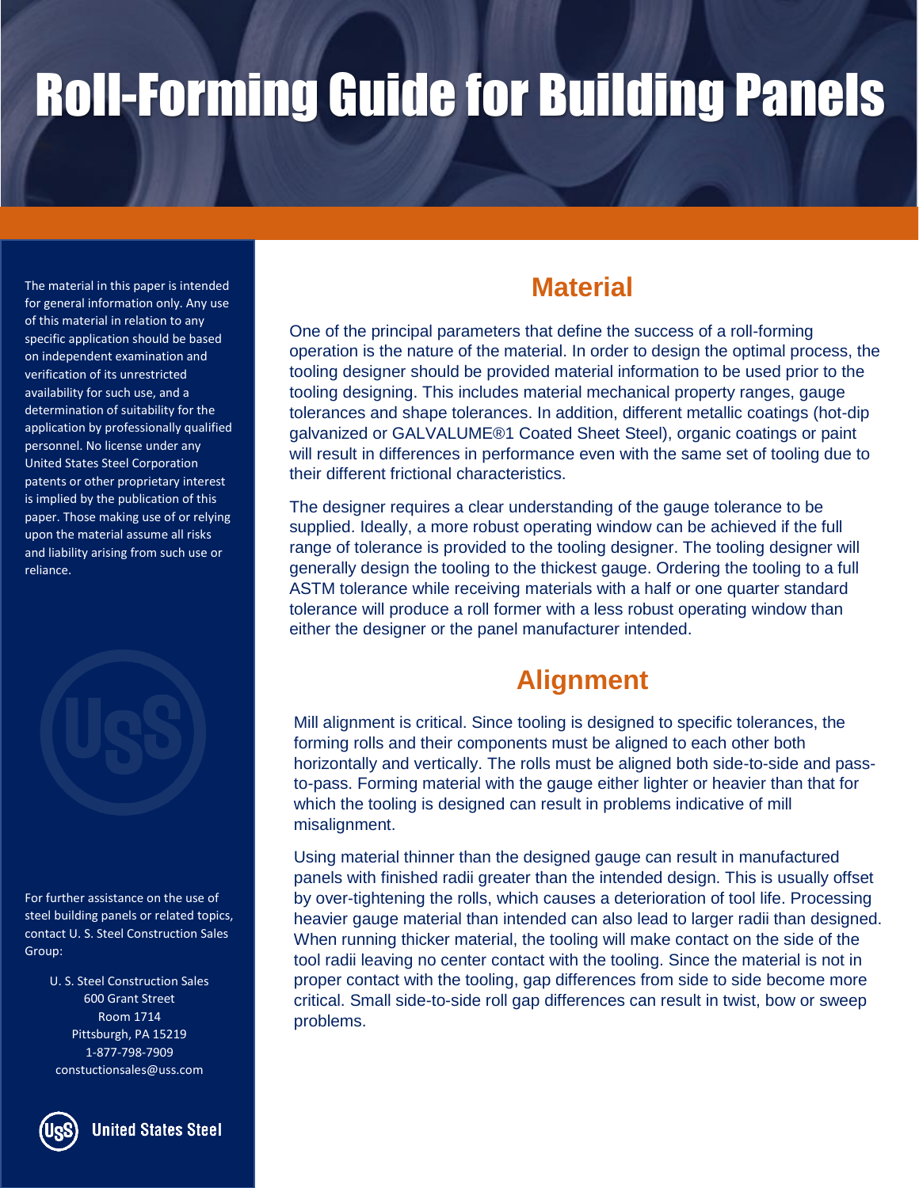# Roll-Forming Guide for Building Panels

The material in this paper is intended for general information only. Any use of this material in relation to any specific application should be based on independent examination and verification of its unrestricted availability for such use, and a determination of suitability for the application by professionally qualified personnel. No license under any United States Steel Corporation patents or other proprietary interest is implied by the publication of this paper. Those making use of or relying upon the material assume all risks and liability arising from such use or reliance.

For further assistance on the use of steel building panels or related topics, contact U. S. Steel Construction Sales Group:

U. S. Steel Construction Sales
600 Grant Street
Room 1714
Pittsburgh, PA 15219
1-877-798-7909
constuctionsales@uss.com

United States Steel

## Material

One of the principal parameters that define the success of a roll-forming operation is the nature of the material. In order to design the optimal process, the tooling designer should be provided material information to be used prior to the tooling designing. This includes material mechanical property ranges, gauge tolerances and shape tolerances. In addition, different metallic coatings (hot-dip galvanized or GALVALUME®1 Coated Sheet Steel), organic coatings or paint will result in differences in performance even with the same set of tooling due to their different frictional characteristics.

The designer requires a clear understanding of the gauge tolerance to be supplied. Ideally, a more robust operating window can be achieved if the full range of tolerance is provided to the tooling designer. The tooling designer will generally design the tooling to the thickest gauge. Ordering the tooling to a full ASTM tolerance while receiving materials with a half or one quarter standard tolerance will produce a roll former with a less robust operating window than either the designer or the panel manufacturer intended.

## Alignment

Mill alignment is critical. Since tooling is designed to specific tolerances, the forming rolls and their components must be aligned to each other both horizontally and vertically. The rolls must be aligned both side-to-side and pass-to-pass. Forming material with the gauge either lighter or heavier than that for which the tooling is designed can result in problems indicative of mill misalignment.

Using material thinner than the designed gauge can result in manufactured panels with finished radii greater than the intended design. This is usually offset by over-tightening the rolls, which causes a deterioration of tool life. Processing heavier gauge material than intended can also lead to larger radii than designed. When running thicker material, the tooling will make contact on the side of the tool radii leaving no center contact with the tooling. Since the material is not in proper contact with the tooling, gap differences from side to side become more critical. Small side-to-side roll gap differences can result in twist, bow or sweep problems.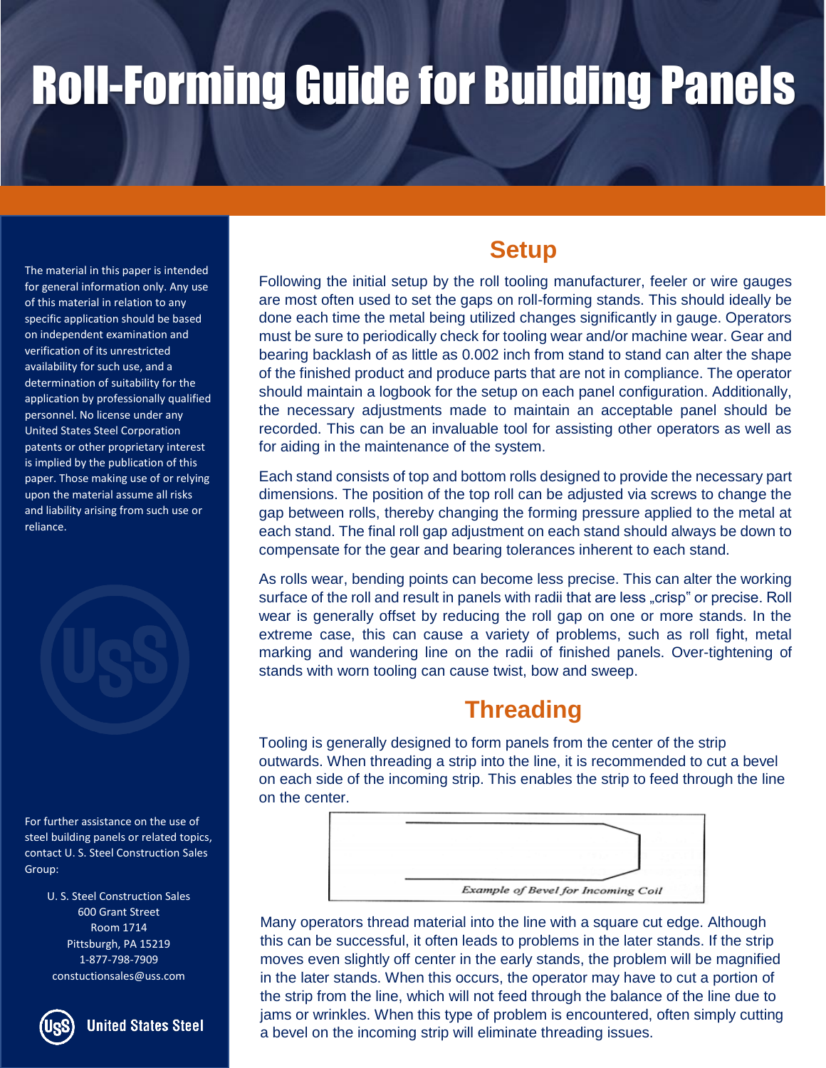# Roll-Forming Guide for Building Panels

The material in this paper is intended for general information only. Any use of this material in relation to any specific application should be based on independent examination and verification of its unrestricted availability for such use, and a determination of suitability for the application by professionally qualified personnel. No license under any United States Steel Corporation patents or other proprietary interest is implied by the publication of this paper. Those making use of or relying upon the material assume all risks and liability arising from such use or reliance.

For further assistance on the use of steel building panels or related topics, contact U. S. Steel Construction Sales Group:

U. S. Steel Construction Sales
600 Grant Street
Room 1714
Pittsburgh, PA 15219
1-877-798-7909
constuctionsales@uss.com

United States Steel

## Setup

Following the initial setup by the roll tooling manufacturer, feeler or wire gauges are most often used to set the gaps on roll-forming stands. This should ideally be done each time the metal being utilized changes significantly in gauge. Operators must be sure to periodically check for tooling wear and/or machine wear. Gear and bearing backlash of as little as 0.002 inch from stand to stand can alter the shape of the finished product and produce parts that are not in compliance. The operator should maintain a logbook for the setup on each panel configuration. Additionally, the necessary adjustments made to maintain an acceptable panel should be recorded. This can be an invaluable tool for assisting other operators as well as for aiding in the maintenance of the system.

Each stand consists of top and bottom rolls designed to provide the necessary part dimensions. The position of the top roll can be adjusted via screws to change the gap between rolls, thereby changing the forming pressure applied to the metal at each stand. The final roll gap adjustment on each stand should always be down to compensate for the gear and bearing tolerances inherent to each stand.

As rolls wear, bending points can become less precise. This can alter the working surface of the roll and result in panels with radii that are less „crisp" or precise. Roll wear is generally offset by reducing the roll gap on one or more stands. In the extreme case, this can cause a variety of problems, such as roll fight, metal marking and wandering line on the radii of finished panels. Over-tightening of stands with worn tooling can cause twist, bow and sweep.

## Threading

Tooling is generally designed to form panels from the center of the strip outwards. When threading a strip into the line, it is recommended to cut a bevel on each side of the incoming strip. This enables the strip to feed through the line on the center.

*Example of Bevel for Incoming Coil*

Many operators thread material into the line with a square cut edge. Although this can be successful, it often leads to problems in the later stands. If the strip moves even slightly off center in the early stands, the problem will be magnified in the later stands. When this occurs, the operator may have to cut a portion of the strip from the line, which will not feed through the balance of the line due to jams or wrinkles. When this type of problem is encountered, often simply cutting a bevel on the incoming strip will eliminate threading issues.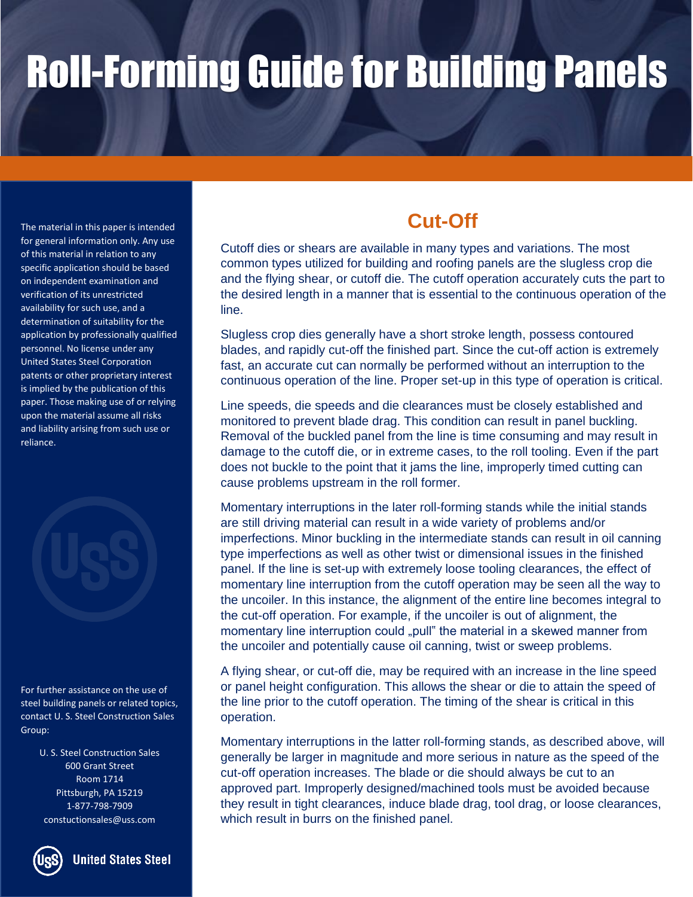# Roll-Forming Guide for Building Panels

The material in this paper is intended for general information only. Any use of this material in relation to any specific application should be based on independent examination and verification of its unrestricted availability for such use, and a determination of suitability for the application by professionally qualified personnel. No license under any United States Steel Corporation patents or other proprietary interest is implied by the publication of this paper. Those making use of or relying upon the material assume all risks and liability arising from such use or reliance.

For further assistance on the use of steel building panels or related topics, contact U. S. Steel Construction Sales Group:

U. S. Steel Construction Sales
600 Grant Street
Room 1714
Pittsburgh, PA 15219
1-877-798-7909
constuctionsales@uss.com

## Cut-Off

Cutoff dies or shears are available in many types and variations. The most common types utilized for building and roofing panels are the slugless crop die and the flying shear, or cutoff die. The cutoff operation accurately cuts the part to the desired length in a manner that is essential to the continuous operation of the line.

Slugless crop dies generally have a short stroke length, possess contoured blades, and rapidly cut-off the finished part. Since the cut-off action is extremely fast, an accurate cut can normally be performed without an interruption to the continuous operation of the line. Proper set-up in this type of operation is critical.

Line speeds, die speeds and die clearances must be closely established and monitored to prevent blade drag. This condition can result in panel buckling. Removal of the buckled panel from the line is time consuming and may result in damage to the cutoff die, or in extreme cases, to the roll tooling. Even if the part does not buckle to the point that it jams the line, improperly timed cutting can cause problems upstream in the roll former.

Momentary interruptions in the later roll-forming stands while the initial stands are still driving material can result in a wide variety of problems and/or imperfections. Minor buckling in the intermediate stands can result in oil canning type imperfections as well as other twist or dimensional issues in the finished panel. If the line is set-up with extremely loose tooling clearances, the effect of momentary line interruption from the cutoff operation may be seen all the way to the uncoiler. In this instance, the alignment of the entire line becomes integral to the cut-off operation. For example, if the uncoiler is out of alignment, the momentary line interruption could „pull" the material in a skewed manner from the uncoiler and potentially cause oil canning, twist or sweep problems.

A flying shear, or cut-off die, may be required with an increase in the line speed or panel height configuration. This allows the shear or die to attain the speed of the line prior to the cutoff operation. The timing of the shear is critical in this operation.

Momentary interruptions in the latter roll-forming stands, as described above, will generally be larger in magnitude and more serious in nature as the speed of the cut-off operation increases. The blade or die should always be cut to an approved part. Improperly designed/machined tools must be avoided because they result in tight clearances, induce blade drag, tool drag, or loose clearances, which result in burrs on the finished panel.

United States Steel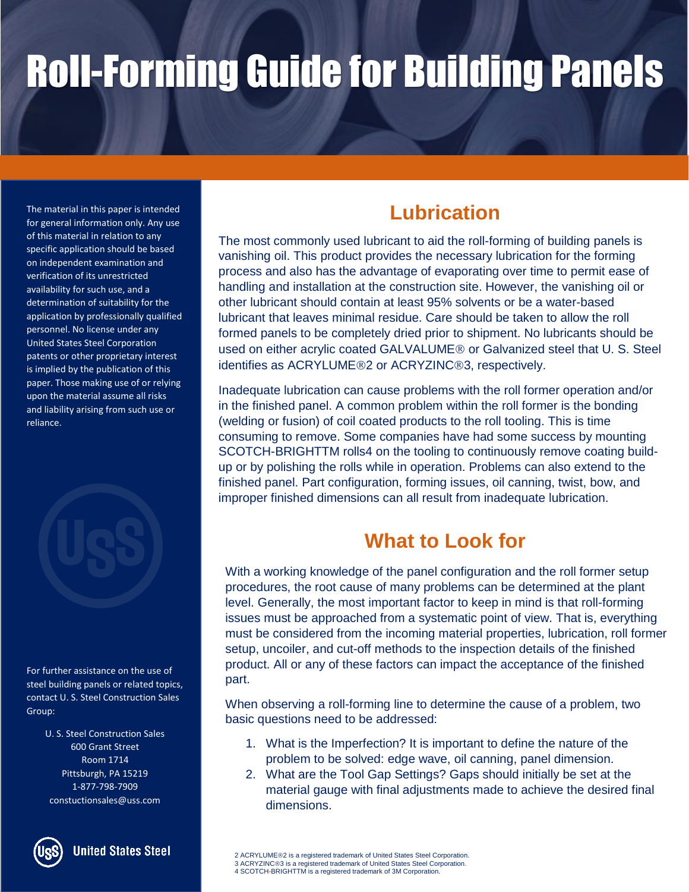# Roll-Forming Guide for Building Panels

The material in this paper is intended for general information only. Any use of this material in relation to any specific application should be based on independent examination and verification of its unrestricted availability for such use, and a determination of suitability for the application by professionally qualified personnel. No license under any United States Steel Corporation patents or other proprietary interest is implied by the publication of this paper. Those making use of or relying upon the material assume all risks and liability arising from such use or reliance.

For further assistance on the use of steel building panels or related topics, contact U. S. Steel Construction Sales Group:

U. S. Steel Construction Sales
600 Grant Street
Room 1714
Pittsburgh, PA 15219
1-877-798-7909
constuctionsales@uss.com

United States Steel

## Lubrication

The most commonly used lubricant to aid the roll-forming of building panels is vanishing oil. This product provides the necessary lubrication for the forming process and also has the advantage of evaporating over time to permit ease of handling and installation at the construction site. However, the vanishing oil or other lubricant should contain at least 95% solvents or be a water-based lubricant that leaves minimal residue. Care should be taken to allow the roll formed panels to be completely dried prior to shipment. No lubricants should be used on either acrylic coated GALVALUME® or Galvanized steel that U. S. Steel identifies as ACRYLUME®[2] or ACRYZINC®[3], respectively.

Inadequate lubrication can cause problems with the roll former operation and/or in the finished panel. A common problem within the roll former is the bonding (welding or fusion) of coil coated products to the roll tooling. This is time consuming to remove. Some companies have had some success by mounting SCOTCH-BRIGHTTM rolls[4] on the tooling to continuously remove coating build-up or by polishing the rolls while in operation. Problems can also extend to the finished panel. Part configuration, forming issues, oil canning, twist, bow, and improper finished dimensions can all result from inadequate lubrication.

## What to Look for

With a working knowledge of the panel configuration and the roll former setup procedures, the root cause of many problems can be determined at the plant level. Generally, the most important factor to keep in mind is that roll-forming issues must be approached from a systematic point of view. That is, everything must be considered from the incoming material properties, lubrication, roll former setup, uncoiler, and cut-off methods to the inspection details of the finished product. All or any of these factors can impact the acceptance of the finished part.

When observing a roll-forming line to determine the cause of a problem, two basic questions need to be addressed:

1. What is the Imperfection? It is important to define the nature of the problem to be solved: edge wave, oil canning, panel dimension.
2. What are the Tool Gap Settings? Gaps should initially be set at the material gauge with final adjustments made to achieve the desired final dimensions.

2 ACRYLUME®2 is a registered trademark of United States Steel Corporation.
3 ACRYZINC®3 is a registered trademark of United States Steel Corporation.
4 SCOTCH-BRIGHTTM is a registered trademark of 3M Corporation.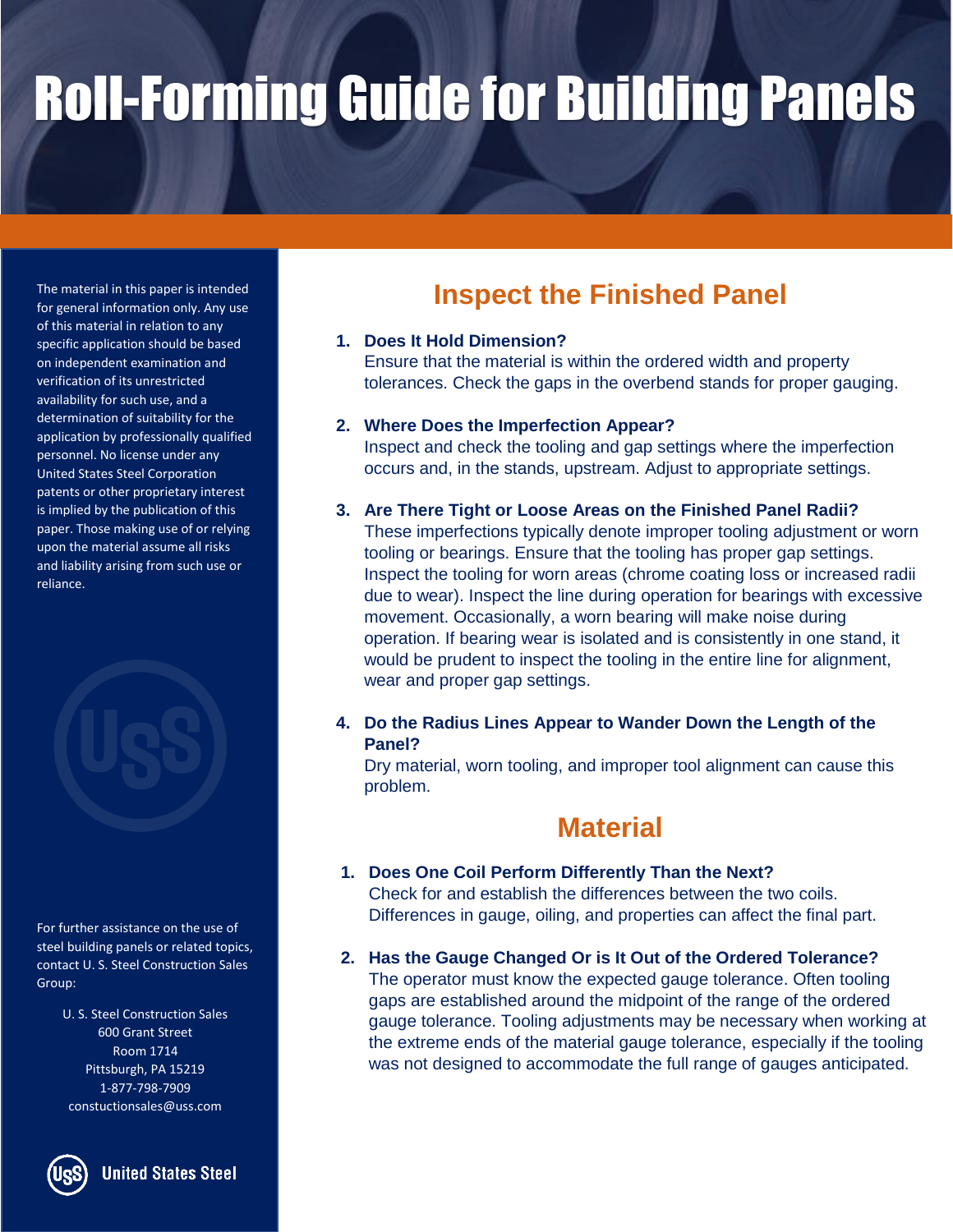# Roll-Forming Guide for Building Panels

The material in this paper is intended for general information only. Any use of this material in relation to any specific application should be based on independent examination and verification of its unrestricted availability for such use, and a determination of suitability for the application by professionally qualified personnel. No license under any United States Steel Corporation patents or other proprietary interest is implied by the publication of this paper. Those making use of or relying upon the material assume all risks and liability arising from such use or reliance.

For further assistance on the use of steel building panels or related topics, contact U. S. Steel Construction Sales Group:

U. S. Steel Construction Sales
600 Grant Street
Room 1714
Pittsburgh, PA 15219
1-877-798-7909
constuctionsales@uss.com

United States Steel

## Inspect the Finished Panel

1. **Does It Hold Dimension?**
   Ensure that the material is within the ordered width and property tolerances. Check the gaps in the overbend stands for proper gauging.

2. **Where Does the Imperfection Appear?**
   Inspect and check the tooling and gap settings where the imperfection occurs and, in the stands, upstream. Adjust to appropriate settings.

3. **Are There Tight or Loose Areas on the Finished Panel Radii?**
   These imperfections typically denote improper tooling adjustment or worn tooling or bearings. Ensure that the tooling has proper gap settings. Inspect the tooling for worn areas (chrome coating loss or increased radii due to wear). Inspect the line during operation for bearings with excessive movement. Occasionally, a worn bearing will make noise during operation. If bearing wear is isolated and is consistently in one stand, it would be prudent to inspect the tooling in the entire line for alignment, wear and proper gap settings.

4. **Do the Radius Lines Appear to Wander Down the Length of the Panel?**
   Dry material, worn tooling, and improper tool alignment can cause this problem.

## Material

1. **Does One Coil Perform Differently Than the Next?**
   Check for and establish the differences between the two coils. Differences in gauge, oiling, and properties can affect the final part.

2. **Has the Gauge Changed Or is It Out of the Ordered Tolerance?**
   The operator must know the expected gauge tolerance. Often tooling gaps are established around the midpoint of the range of the ordered gauge tolerance. Tooling adjustments may be necessary when working at the extreme ends of the material gauge tolerance, especially if the tooling was not designed to accommodate the full range of gauges anticipated.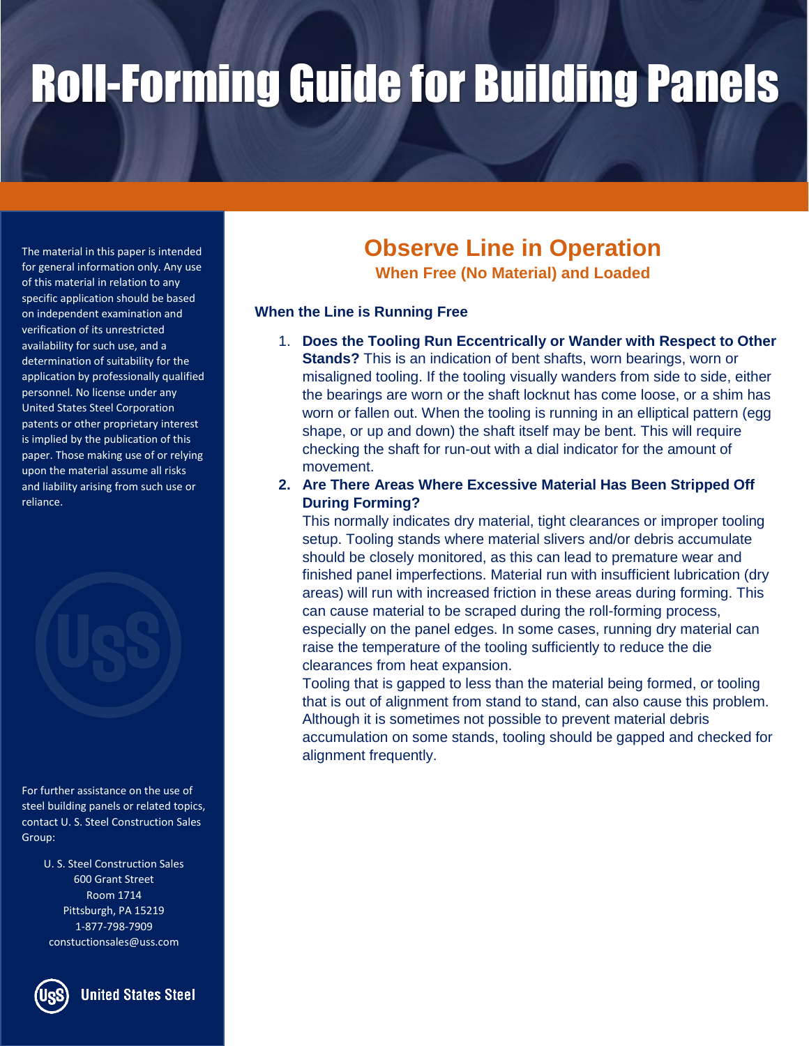# Roll-Forming Guide for Building Panels

The material in this paper is intended for general information only. Any use of this material in relation to any specific application should be based on independent examination and verification of its unrestricted availability for such use, and a determination of suitability for the application by professionally qualified personnel. No license under any United States Steel Corporation patents or other proprietary interest is implied by the publication of this paper. Those making use of or relying upon the material assume all risks and liability arising from such use or reliance.

For further assistance on the use of steel building panels or related topics, contact U. S. Steel Construction Sales Group:

U. S. Steel Construction Sales
600 Grant Street
Room 1714
Pittsburgh, PA 15219
1-877-798-7909
constuctionsales@uss.com

United States Steel

## Observe Line in Operation

### When Free (No Material) and Loaded

#### When the Line is Running Free

1. **Does the Tooling Run Eccentrically or Wander with Respect to Other Stands?** This is an indication of bent shafts, worn bearings, worn or misaligned tooling. If the tooling visually wanders from side to side, either the bearings are worn or the shaft locknut has come loose, or a shim has worn or fallen out. When the tooling is running in an elliptical pattern (egg shape, or up and down) the shaft itself may be bent. This will require checking the shaft for run-out with a dial indicator for the amount of movement.
2. **Are There Areas Where Excessive Material Has Been Stripped Off During Forming?**
   This normally indicates dry material, tight clearances or improper tooling setup. Tooling stands where material slivers and/or debris accumulate should be closely monitored, as this can lead to premature wear and finished panel imperfections. Material run with insufficient lubrication (dry areas) will run with increased friction in these areas during forming. This can cause material to be scraped during the roll-forming process, especially on the panel edges. In some cases, running dry material can raise the temperature of the tooling sufficiently to reduce the die clearances from heat expansion.
   Tooling that is gapped to less than the material being formed, or tooling that is out of alignment from stand to stand, can also cause this problem. Although it is sometimes not possible to prevent material debris accumulation on some stands, tooling should be gapped and checked for alignment frequently.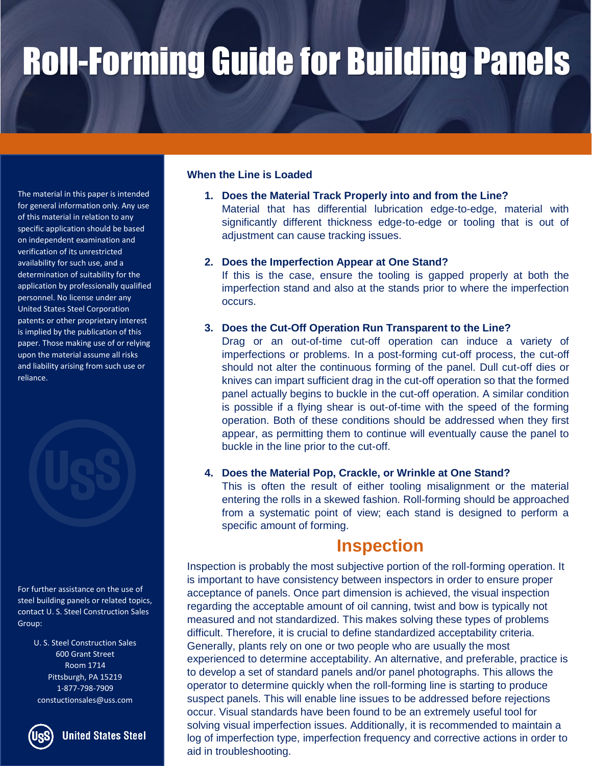# Roll-Forming Guide for Building Panels

The material in this paper is intended for general information only. Any use of this material in relation to any specific application should be based on independent examination and verification of its unrestricted availability for such use, and a determination of suitability for the application by professionally qualified personnel. No license under any United States Steel Corporation patents or other proprietary interest is implied by the publication of this paper. Those making use of or relying upon the material assume all risks and liability arising from such use or reliance.

For further assistance on the use of steel building panels or related topics, contact U. S. Steel Construction Sales Group:

U. S. Steel Construction Sales
600 Grant Street
Room 1714
Pittsburgh, PA 15219
1-877-798-7909
constuctionsales@uss.com

United States Steel

### When the Line is Loaded

1. **Does the Material Track Properly into and from the Line?**
   Material that has differential lubrication edge-to-edge, material with significantly different thickness edge-to-edge or tooling that is out of adjustment can cause tracking issues.

2. **Does the Imperfection Appear at One Stand?**
   If this is the case, ensure the tooling is gapped properly at both the imperfection stand and also at the stands prior to where the imperfection occurs.

3. **Does the Cut-Off Operation Run Transparent to the Line?**
   Drag or an out-of-time cut-off operation can induce a variety of imperfections or problems. In a post-forming cut-off process, the cut-off should not alter the continuous forming of the panel. Dull cut-off dies or knives can impart sufficient drag in the cut-off operation so that the formed panel actually begins to buckle in the cut-off operation. A similar condition is possible if a flying shear is out-of-time with the speed of the forming operation. Both of these conditions should be addressed when they first appear, as permitting them to continue will eventually cause the panel to buckle in the line prior to the cut-off.

4. **Does the Material Pop, Crackle, or Wrinkle at One Stand?**
   This is often the result of either tooling misalignment or the material entering the rolls in a skewed fashion. Roll-forming should be approached from a systematic point of view; each stand is designed to perform a specific amount of forming.

## Inspection

Inspection is probably the most subjective portion of the roll-forming operation. It is important to have consistency between inspectors in order to ensure proper acceptance of panels. Once part dimension is achieved, the visual inspection regarding the acceptable amount of oil canning, twist and bow is typically not measured and not standardized. This makes solving these types of problems difficult. Therefore, it is crucial to define standardized acceptability criteria. Generally, plants rely on one or two people who are usually the most experienced to determine acceptability. An alternative, and preferable, practice is to develop a set of standard panels and/or panel photographs. This allows the operator to determine quickly when the roll-forming line is starting to produce suspect panels. This will enable line issues to be addressed before rejections occur. Visual standards have been found to be an extremely useful tool for solving visual imperfection issues. Additionally, it is recommended to maintain a log of imperfection type, imperfection frequency and corrective actions in order to aid in troubleshooting.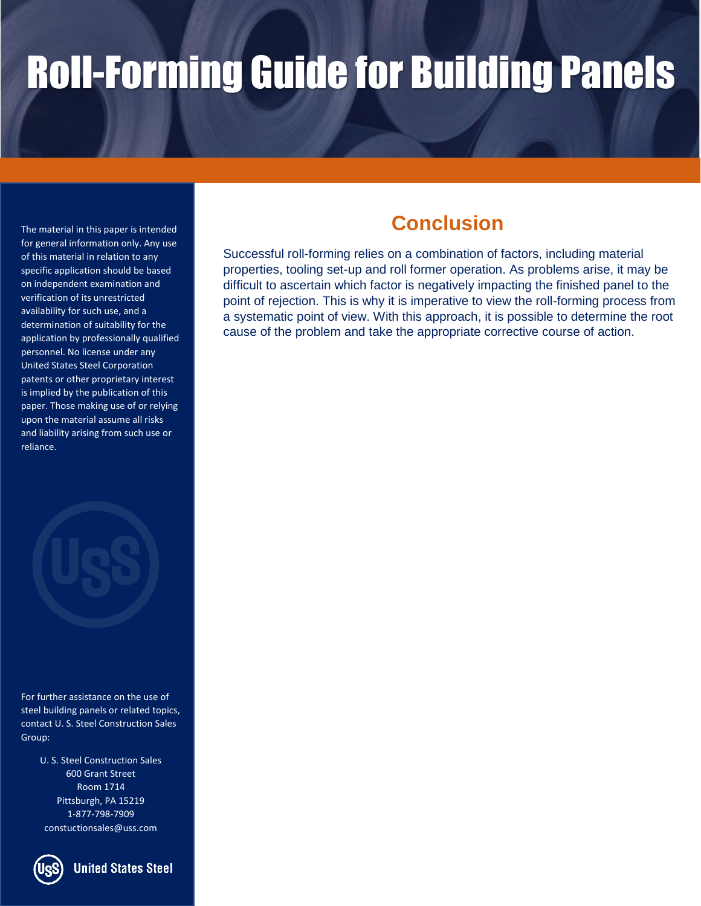# Roll-Forming Guide for Building Panels

## Conclusion

Successful roll-forming relies on a combination of factors, including material properties, tooling set-up and roll former operation. As problems arise, it may be difficult to ascertain which factor is negatively impacting the finished panel to the point of rejection. This is why it is imperative to view the roll-forming process from a systematic point of view. With this approach, it is possible to determine the root cause of the problem and take the appropriate corrective course of action.

The material in this paper is intended for general information only. Any use of this material in relation to any specific application should be based on independent examination and verification of its unrestricted availability for such use, and a determination of suitability for the application by professionally qualified personnel. No license under any United States Steel Corporation patents or other proprietary interest is implied by the publication of this paper. Those making use of or relying upon the material assume all risks and liability arising from such use or reliance.

For further assistance on the use of steel building panels or related topics, contact U. S. Steel Construction Sales Group:

U. S. Steel Construction Sales
600 Grant Street
Room 1714
Pittsburgh, PA 15219
1-877-798-7909
constuctionsales@uss.com

United States Steel